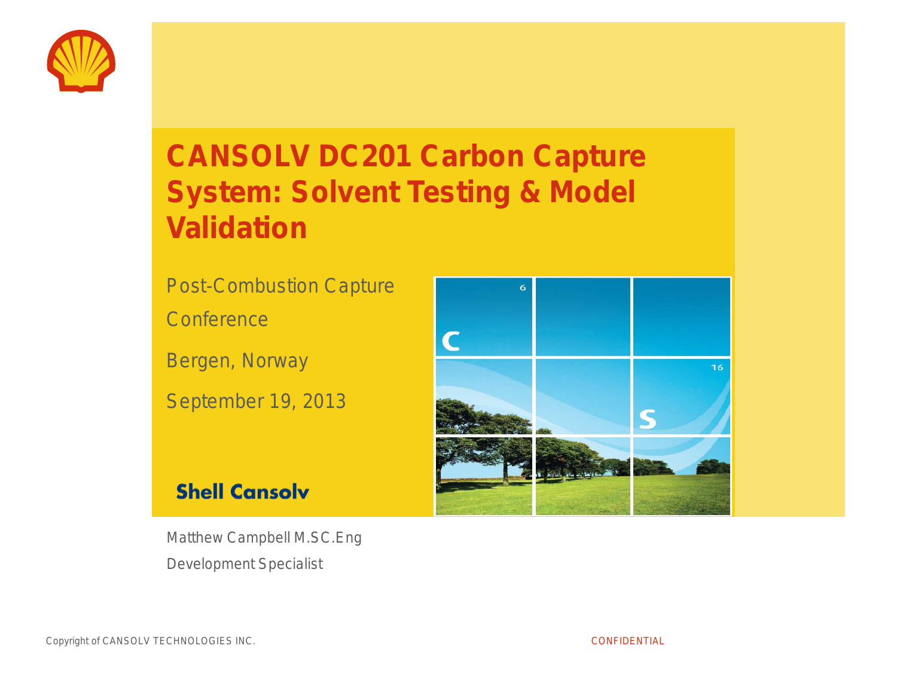# CANSOLV DC201 Carbon Capture System: Solvent Testing & Model Validation

Post-Combustion Capture Conference

Bergen, Norway

September 19, 2013

Shell Cansolv

Matthew Campbell M.SC.Eng

Development Specialist

Copyright of CANSOLV TECHNOLOGIES INC.

CONFIDENTIAL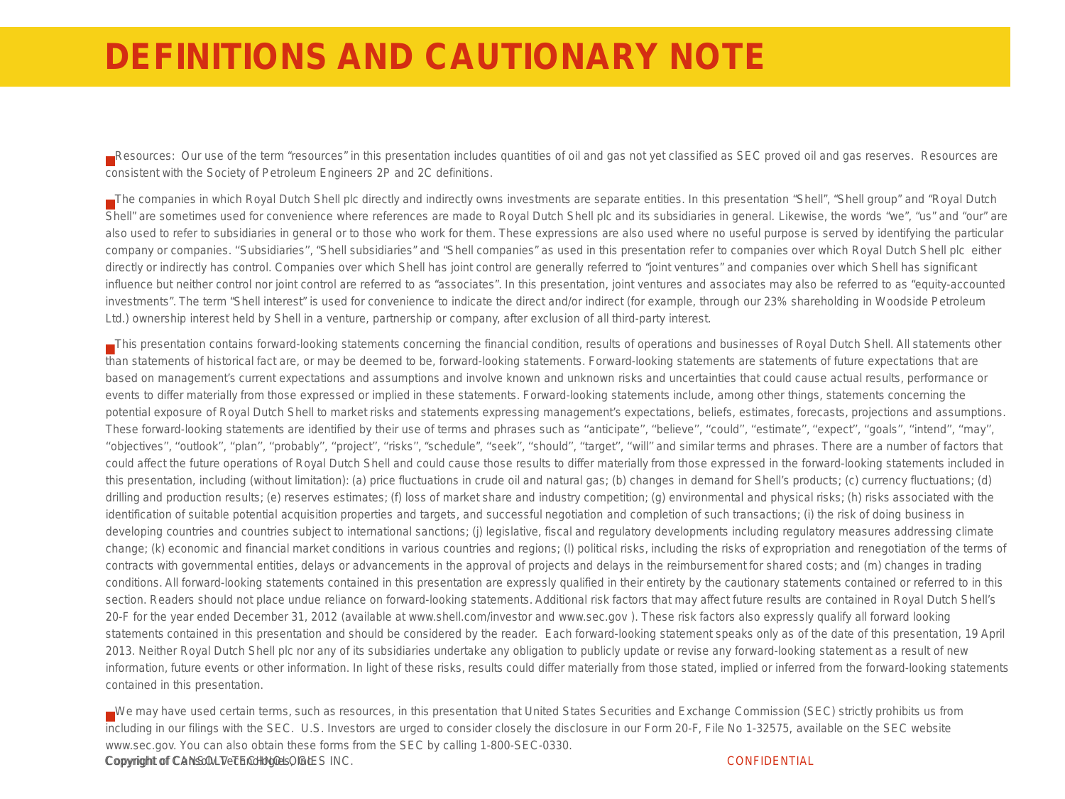# DEFINITIONS AND CAUTIONARY NOTE

- Resources: Our use of the term "resources" in this presentation includes quantities of oil and gas not yet classified as SEC proved oil and gas reserves. Resources are consistent with the Society of Petroleum Engineers 2P and 2C definitions.

- The companies in which Royal Dutch Shell plc directly and indirectly owns investments are separate entities. In this presentation "Shell", "Shell group" and "Royal Dutch Shell" are sometimes used for convenience where references are made to Royal Dutch Shell plc and its subsidiaries in general. Likewise, the words "we", "us" and "our" are also used to refer to subsidiaries in general or to those who work for them. These expressions are also used where no useful purpose is served by identifying the particular company or companies. ''Subsidiaries'', "Shell subsidiaries" and "Shell companies" as used in this presentation refer to companies over which Royal Dutch Shell plc either directly or indirectly has control. Companies over which Shell has joint control are generally referred to "joint ventures" and companies over which Shell has significant influence but neither control nor joint control are referred to as "associates". In this presentation, joint ventures and associates may also be referred to as "equity-accounted investments". The term "Shell interest" is used for convenience to indicate the direct and/or indirect (for example, through our 23% shareholding in Woodside Petroleum Ltd.) ownership interest held by Shell in a venture, partnership or company, after exclusion of all third-party interest.

- This presentation contains forward-looking statements concerning the financial condition, results of operations and businesses of Royal Dutch Shell. All statements other than statements of historical fact are, or may be deemed to be, forward-looking statements. Forward-looking statements are statements of future expectations that are based on management's current expectations and assumptions and involve known and unknown risks and uncertainties that could cause actual results, performance or events to differ materially from those expressed or implied in these statements. Forward-looking statements include, among other things, statements concerning the potential exposure of Royal Dutch Shell to market risks and statements expressing management's expectations, beliefs, estimates, forecasts, projections and assumptions. These forward-looking statements are identified by their use of terms and phrases such as ''anticipate'', ''believe'', ''could'', ''estimate'', ''expect'', ''goals'', ''intend'', ''may'', ''objectives'', ''outlook'', ''plan'', ''probably'', ''project'', ''risks'', "schedule", ''seek'', ''should'', ''target'', ''will'' and similar terms and phrases. There are a number of factors that could affect the future operations of Royal Dutch Shell and could cause those results to differ materially from those expressed in the forward-looking statements included in this presentation, including (without limitation): (a) price fluctuations in crude oil and natural gas; (b) changes in demand for Shell's products; (c) currency fluctuations; (d) drilling and production results; (e) reserves estimates; (f) loss of market share and industry competition; (g) environmental and physical risks; (h) risks associated with the identification of suitable potential acquisition properties and targets, and successful negotiation and completion of such transactions; (i) the risk of doing business in developing countries and countries subject to international sanctions; (j) legislative, fiscal and regulatory developments including regulatory measures addressing climate change; (k) economic and financial market conditions in various countries and regions; (l) political risks, including the risks of expropriation and renegotiation of the terms of contracts with governmental entities, delays or advancements in the approval of projects and delays in the reimbursement for shared costs; and (m) changes in trading conditions. All forward-looking statements contained in this presentation are expressly qualified in their entirety by the cautionary statements contained or referred to in this section. Readers should not place undue reliance on forward-looking statements. Additional risk factors that may affect future results are contained in Royal Dutch Shell's 20-F for the year ended December 31, 2012 (available at www.shell.com/investor and www.sec.gov ). These risk factors also expressly qualify all forward looking statements contained in this presentation and should be considered by the reader. Each forward-looking statement speaks only as of the date of this presentation, 19 April 2013. Neither Royal Dutch Shell plc nor any of its subsidiaries undertake any obligation to publicly update or revise any forward-looking statement as a result of new information, future events or other information. In light of these risks, results could differ materially from those stated, implied or inferred from the forward-looking statements contained in this presentation.

- We may have used certain terms, such as resources, in this presentation that United States Securities and Exchange Commission (SEC) strictly prohibits us from including in our filings with the SEC. U.S. Investors are urged to consider closely the disclosure in our Form 20-F, File No 1-32575, available on the SEC website www.sec.gov. You can also obtain these forms from the SEC by calling 1-800-SEC-0330.

Copyright of CANSOLV TECHNOLOGIES INC.

CONFIDENTIAL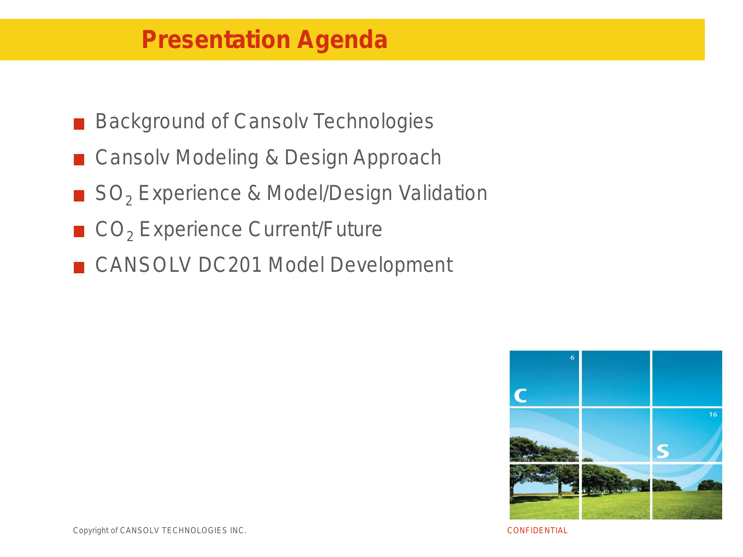# Presentation Agenda

- Background of Cansolv Technologies
- Cansolv Modeling & Design Approach
- $SO_2$ Experience & Model/Design Validation
- $CO_2$ Experience Current/Future
- CANSOLV DC201 Model Development

Copyright of CANSOLV TECHNOLOGIES INC.

CONFIDENTIAL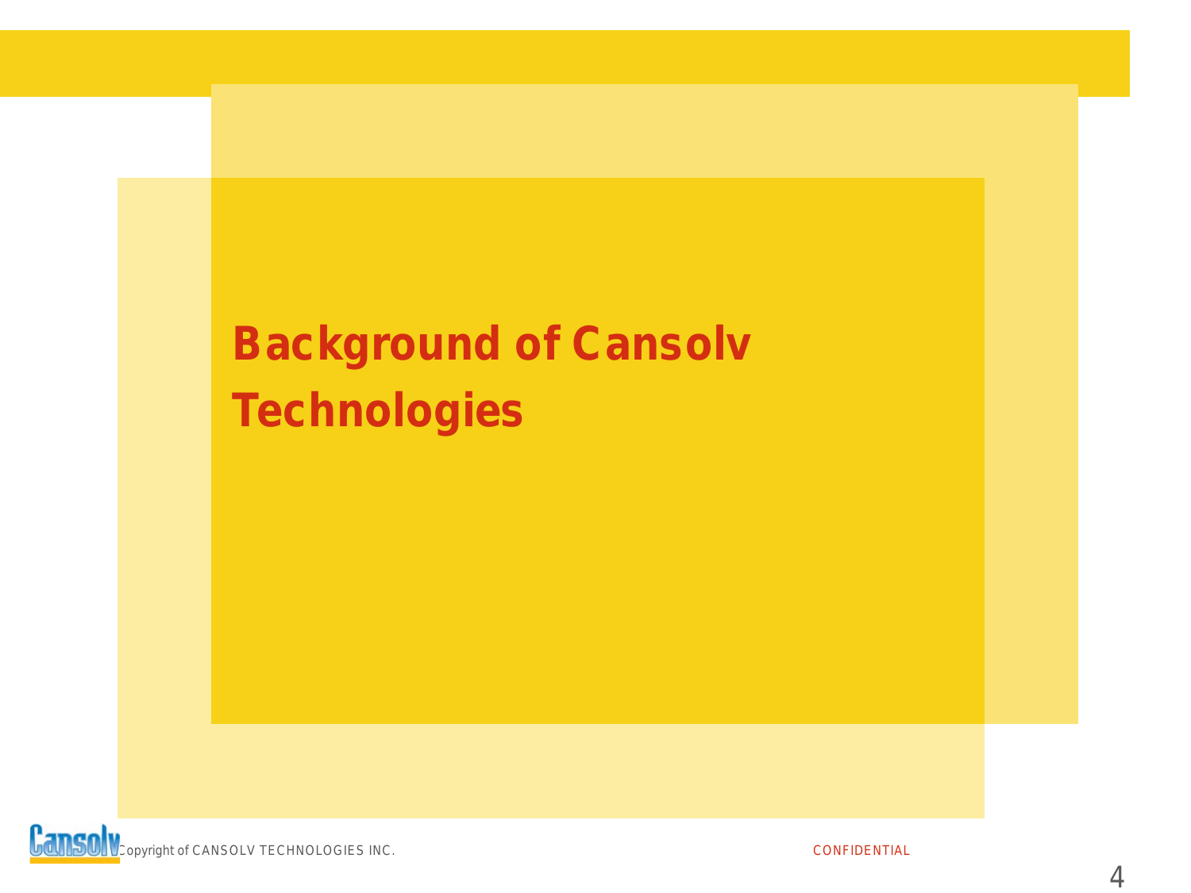# Background of Cansolv Technologies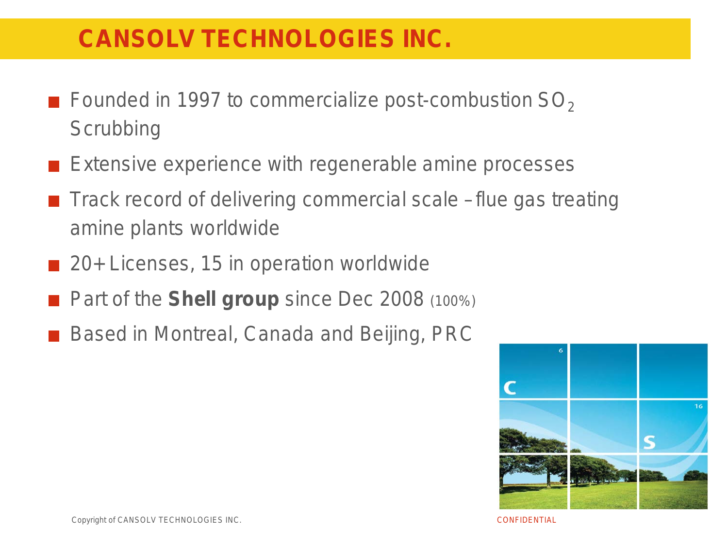# CANSOLV TECHNOLOGIES INC.

- Founded in 1997 to commercialize post-combustion $SO_2$ Scrubbing
- Extensive experience with regenerable amine processes
- Track record of delivering commercial scale – flue gas treating amine plants worldwide
- 20+ Licenses, 15 in operation worldwide
- Part of the **Shell group** since Dec 2008 (100%)
- Based in Montreal, Canada and Beijing, PRC

Copyright of CANSOLV TECHNOLOGIES INC.

CONFIDENTIAL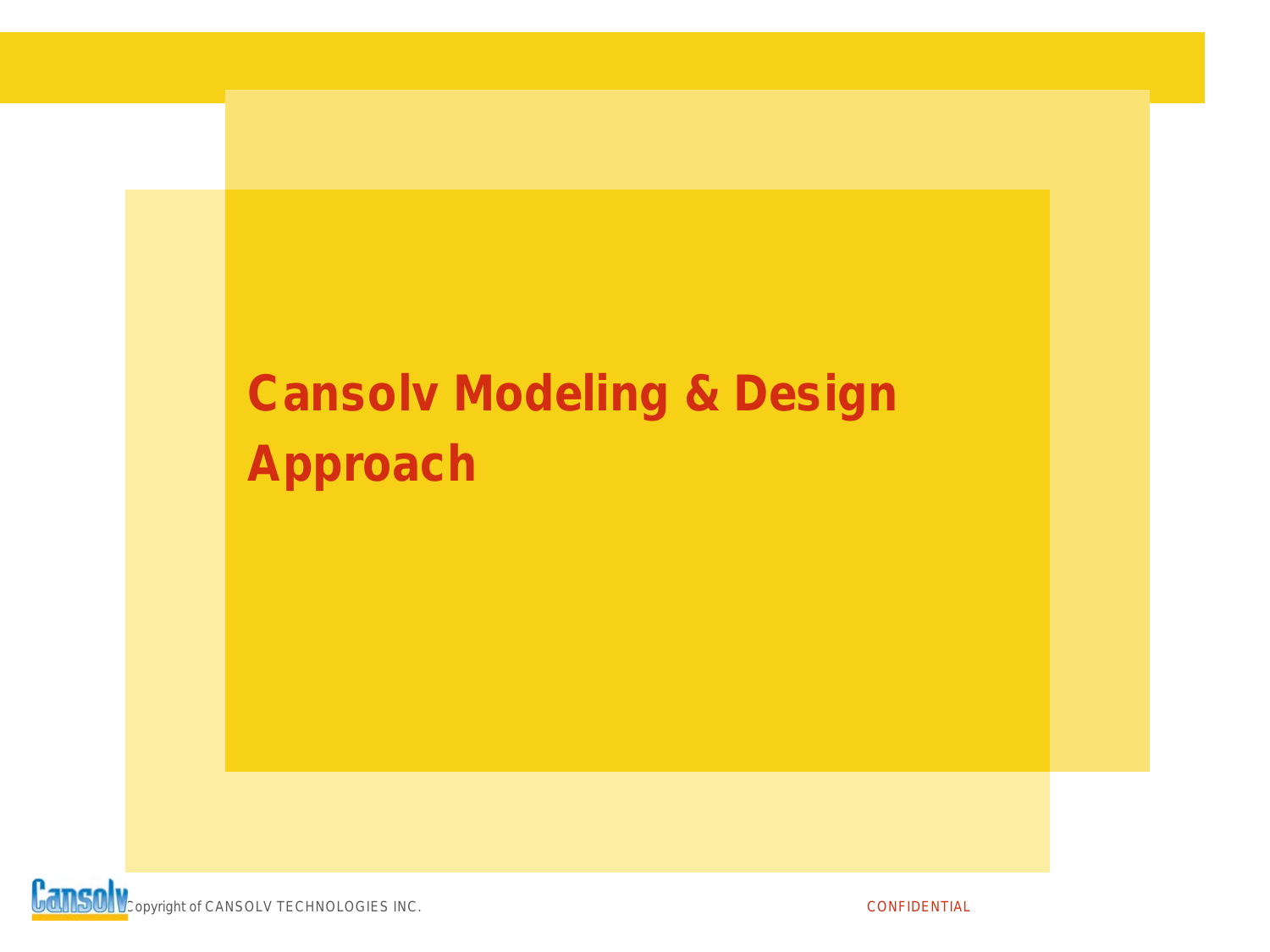# Cansolv Modeling & Design Approach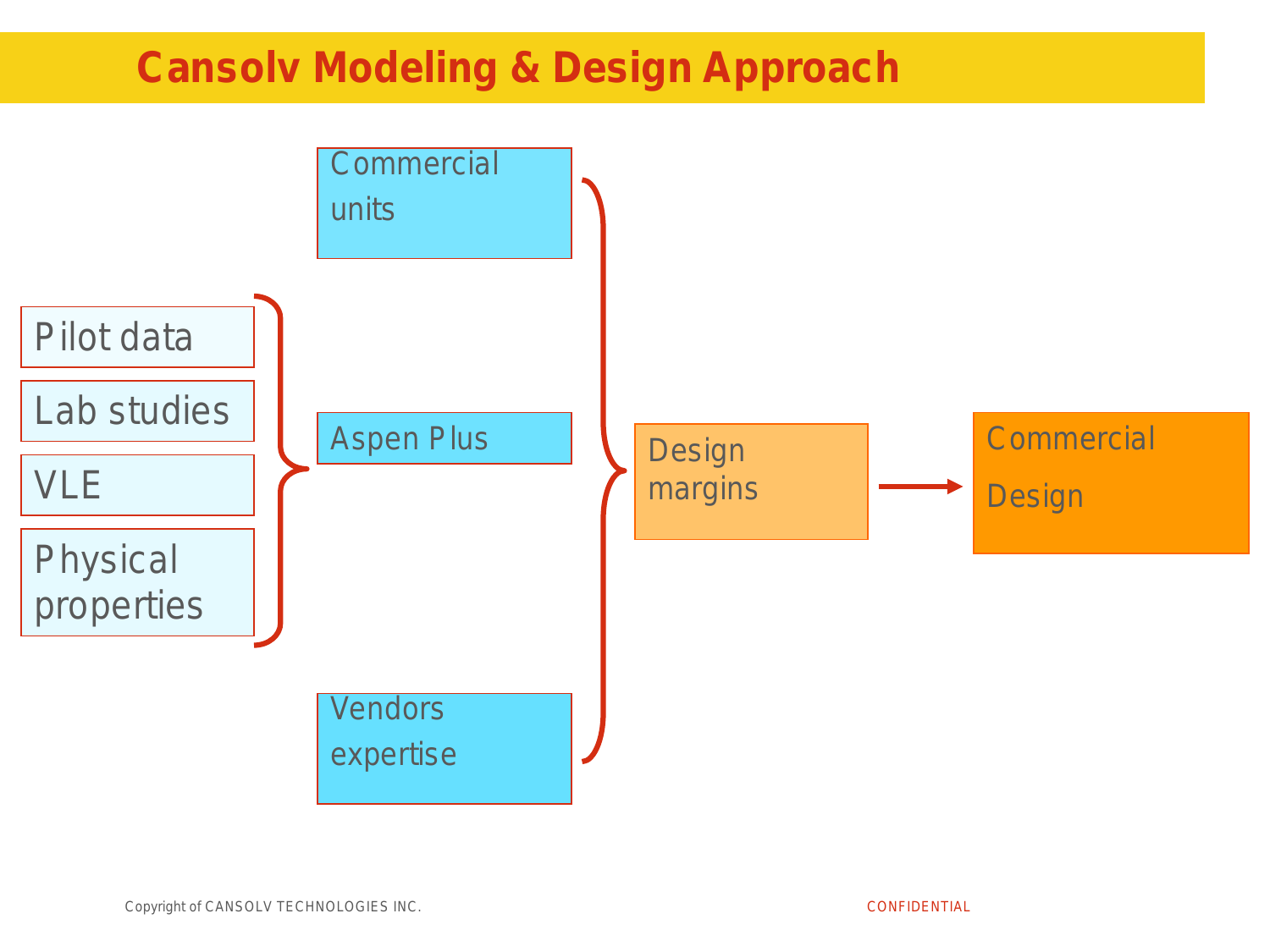# Cansolv Modeling & Design Approach

- Pilot data
- Lab studies
- VLE
- Physical properties

→ Aspen Plus

- Commercial units
- Aspen Plus
- Vendors expertise

→ Design margins → Commercial Design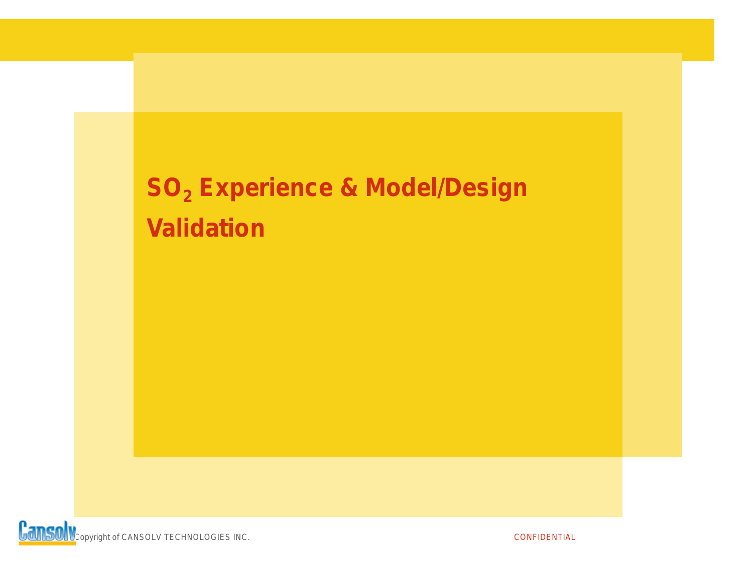# $SO_2$ Experience & Model/Design Validation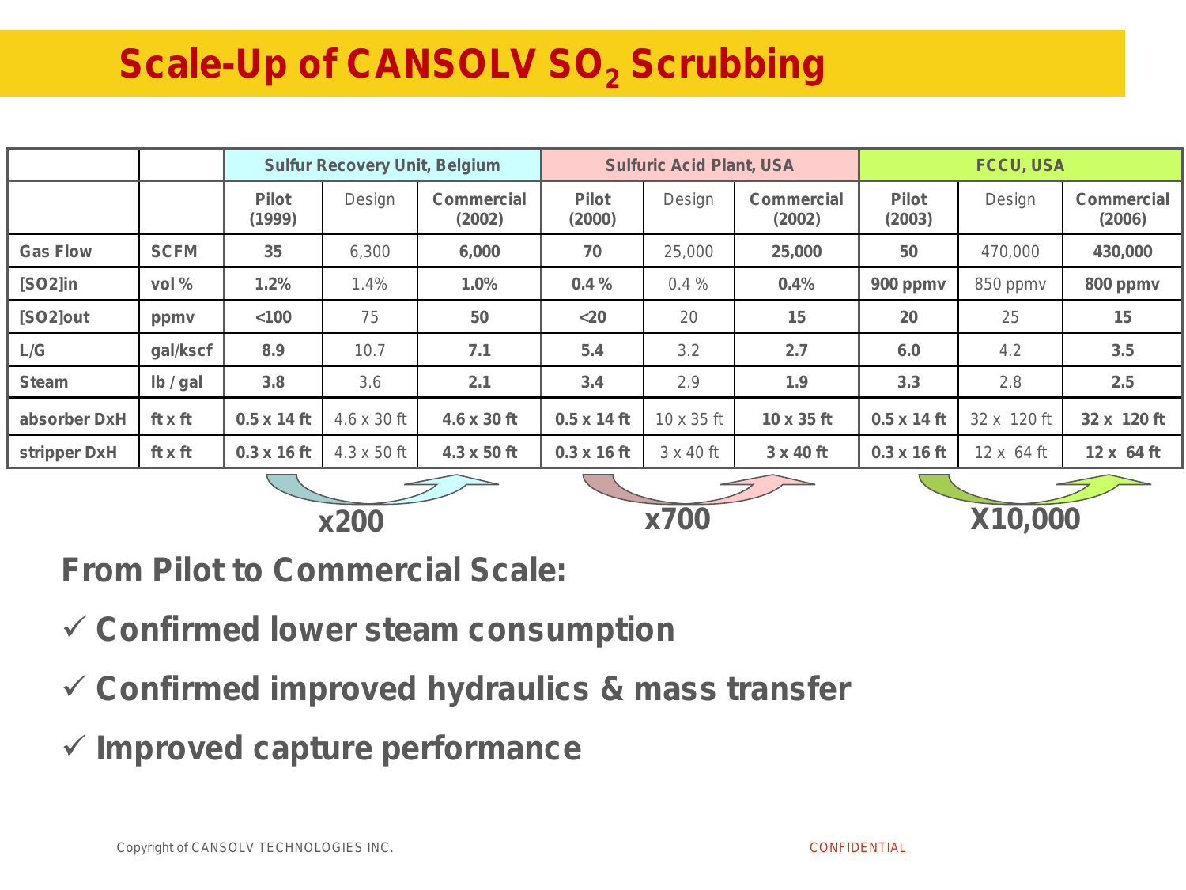# Scale-Up of CANSOLV $SO_2$ Scrubbing

| | | Sulfur Recovery Unit, Belgium | | | Sulfuric Acid Plant, USA | | | FCCU, USA | | |
|---|---|---|---|---|---|---|---|---|---|---|
| | | Pilot (1999) | Design | Commercial (2002) | Pilot (2000) | Design | Commercial (2002) | Pilot (2003) | Design | Commercial (2006) |
| Gas Flow | SCFM | 35 | 6,300 | 6,000 | 70 | 25,000 | 25,000 | 50 | 470,000 | 430,000 |
| [SO2]in | vol % | 1.2% | 1.4% | 1.0% | 0.4 % | 0.4 % | 0.4% | 900 ppmv | 850 ppmv | 800 ppmv |
| [SO2]out | ppmv | <100 | 75 | 50 | <20 | 20 | 15 | 20 | 25 | 15 |
| L/G | gal/kscf | 8.9 | 10.7 | 7.1 | 5.4 | 3.2 | 2.7 | 6.0 | 4.2 | 3.5 |
| Steam | lb / gal | 3.8 | 3.6 | 2.1 | 3.4 | 2.9 | 1.9 | 3.3 | 2.8 | 2.5 |
| absorber DxH | ft x ft | 0.5 x 14 ft | 4.6 x 30 ft | 4.6 x 30 ft | 0.5 x 14 ft | 10 x 35 ft | 10 x 35 ft | 0.5 x 14 ft | 32 x 120 ft | 32 x 120 ft |
| stripper DxH | ft x ft | 0.3 x 16 ft | 4.3 x 50 ft | 4.3 x 50 ft | 0.3 x 16 ft | 3 x 40 ft | 3 x 40 ft | 0.3 x 16 ft | 12 x 64 ft | 12 x 64 ft |

x200 | x700 | X10,000

**From Pilot to Commercial Scale:**

- ✓ Confirmed lower steam consumption
- ✓ Confirmed improved hydraulics & mass transfer
- ✓ Improved capture performance

Copyright of CANSOLV TECHNOLOGIES INC. CONFIDENTIAL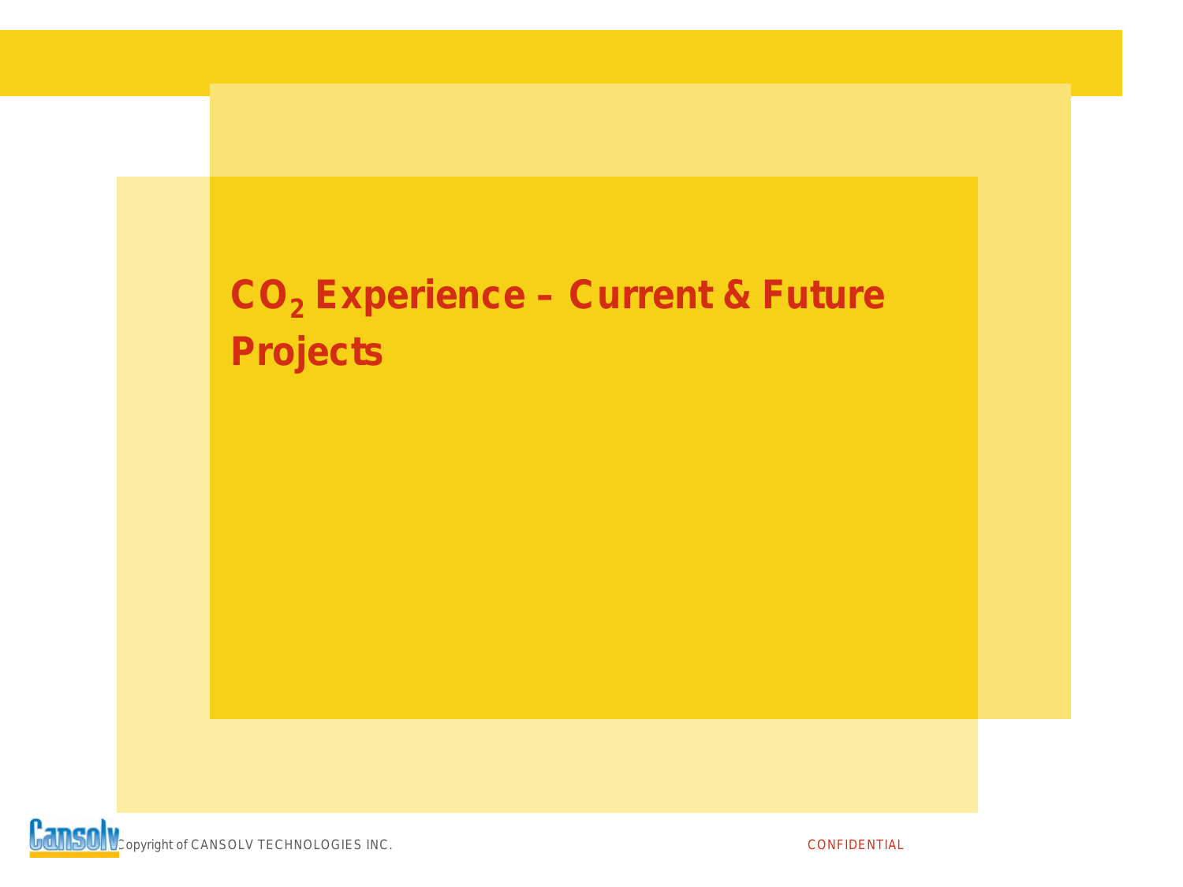# $CO_2$ Experience – Current & Future Projects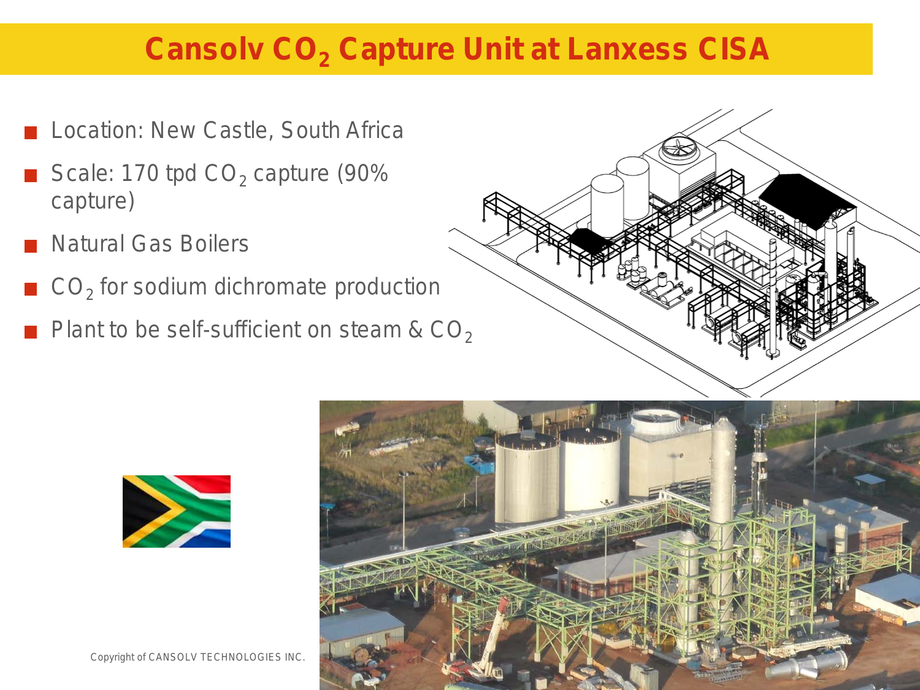# Cansolv $CO_2$ Capture Unit at Lanxess CISA

- Location: New Castle, South Africa
- Scale: 170 tpd $CO_2$ capture (90% capture)
- Natural Gas Boilers
- $CO_2$ for sodium dichromate production
- Plant to be self-sufficient on steam & $CO_2$

Copyright of CANSOLV TECHNOLOGIES INC.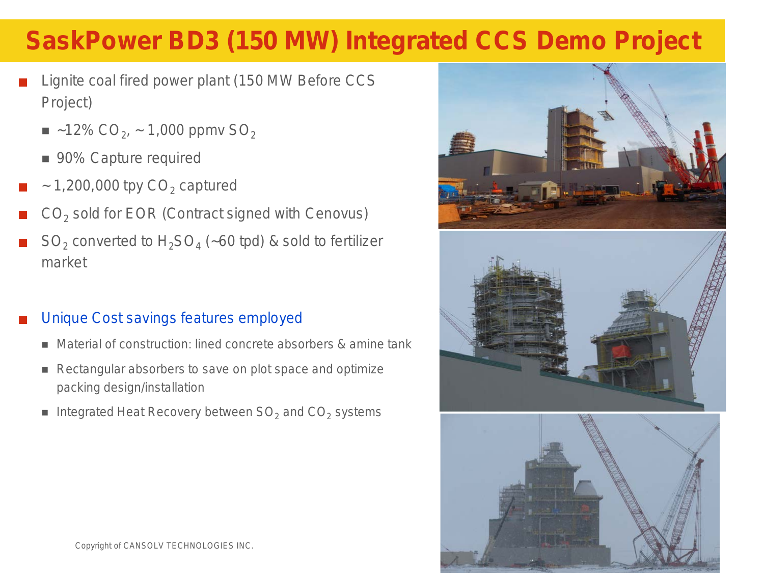# SaskPower BD3 (150 MW) Integrated CCS Demo Project

- Lignite coal fired power plant (150 MW Before CCS Project)
  - ~12% $CO_2$, ~ 1,000 ppmv $SO_2$
  - 90% Capture required
- ~ 1,200,000 tpy $CO_2$ captured
- $CO_2$ sold for EOR (Contract signed with Cenovus)
- $SO_2$ converted to $H_2SO_4$ (~60 tpd) & sold to fertilizer market

- Unique Cost savings features employed
  - Material of construction: lined concrete absorbers & amine tank
  - Rectangular absorbers to save on plot space and optimize packing design/installation
  - Integrated Heat Recovery between $SO_2$ and $CO_2$ systems

Copyright of CANSOLV TECHNOLOGIES INC.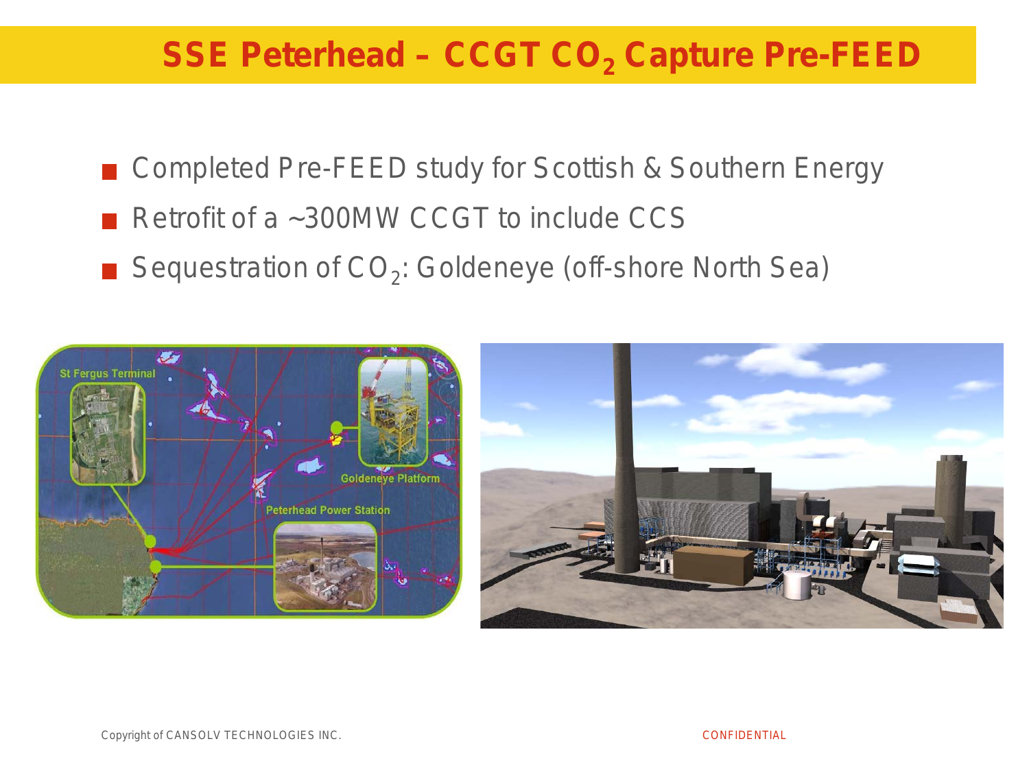# SSE Peterhead – CCGT $CO_2$ Capture Pre-FEED

- Completed Pre-FEED study for Scottish & Southern Energy
- Retrofit of a ~300MW CCGT to include CCS
- Sequestration of $CO_2$: Goldeneye (off-shore North Sea)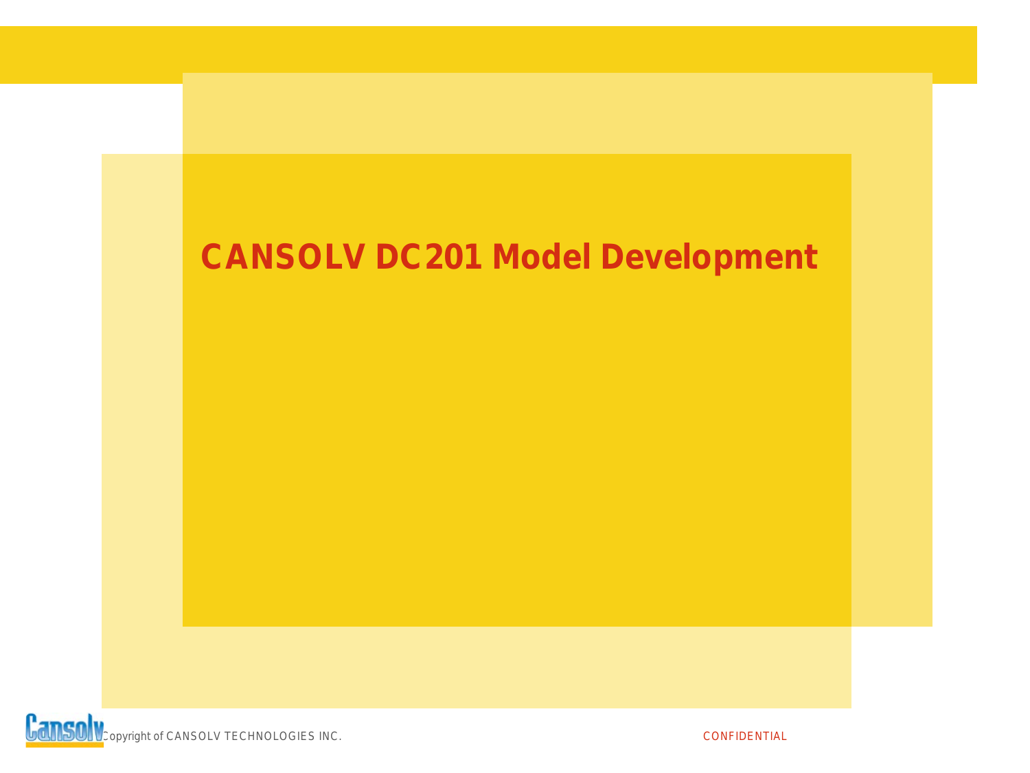# CANSOLV DC201 Model Development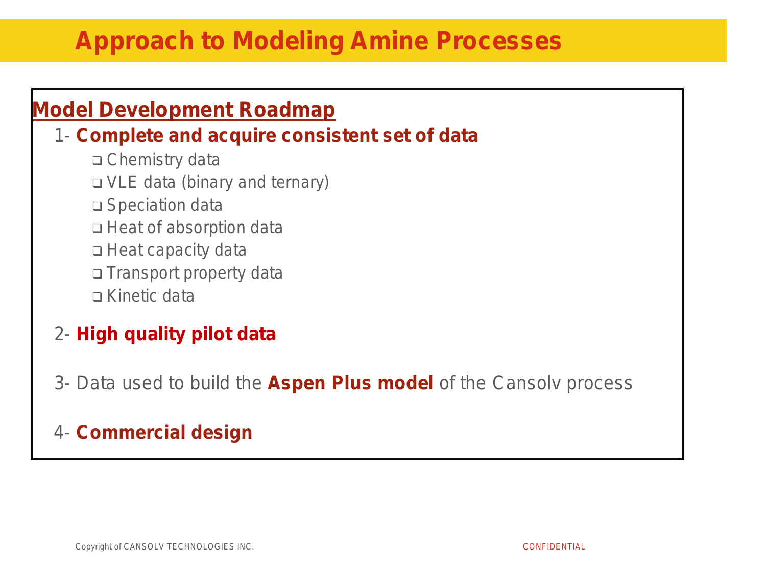# Approach to Modeling Amine Processes

## Model Development Roadmap

1- **Complete and acquire consistent set of data**

- Chemistry data
- VLE data (binary and ternary)
- Speciation data
- Heat of absorption data
- Heat capacity data
- Transport property data
- Kinetic data

2- **High quality pilot data**

3- Data used to build the **Aspen Plus model** of the Cansolv process

4- **Commercial design**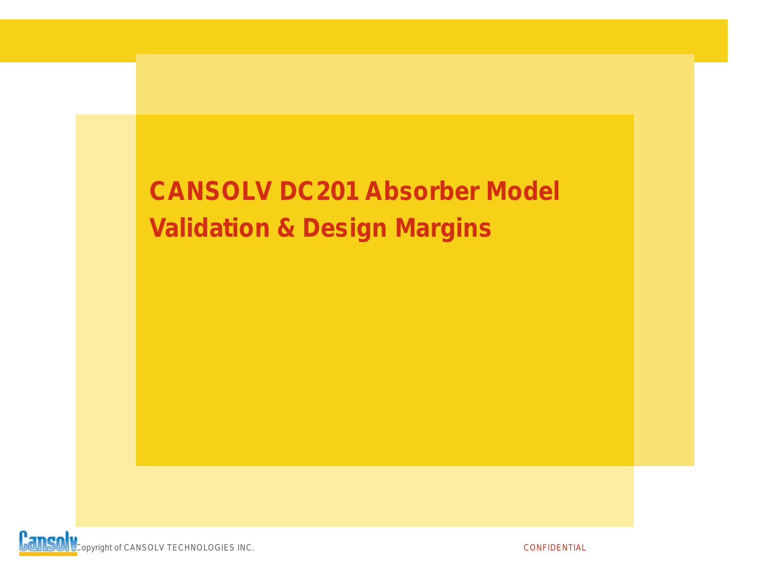# CANSOLV DC201 Absorber Model Validation & Design Margins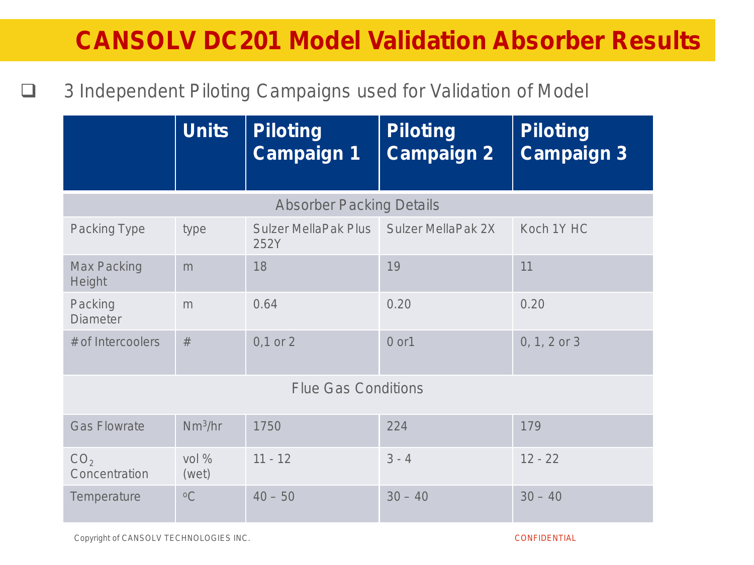# CANSOLV DC201 Model Validation Absorber Results

- 3 Independent Piloting Campaigns used for Validation of Model

| | Units | Piloting Campaign 1 | Piloting Campaign 2 | Piloting Campaign 3 |
|---|---|---|---|---|
| **Absorber Packing Details** | | | | |
| Packing Type | type | Sulzer MellaPak Plus 252Y | Sulzer MellaPak 2X | Koch 1Y HC |
| Max Packing Height | m | 18 | 19 | 11 |
| Packing Diameter | m | 0.64 | 0.20 | 0.20 |
| # of Intercoolers | # | 0,1 or 2 | 0 or1 | 0, 1, 2 or 3 |
| **Flue Gas Conditions** | | | | |
| Gas Flowrate | $Nm^3/hr$ | 1750 | 224 | 179 |
| $CO_2$ Concentration | vol % (wet) | 11 - 12 | 3 - 4 | 12 - 22 |
| Temperature | $^oC$ | 40 – 50 | 30 – 40 | 30 – 40 |

Copyright of CANSOLV TECHNOLOGIES INC.

CONFIDENTIAL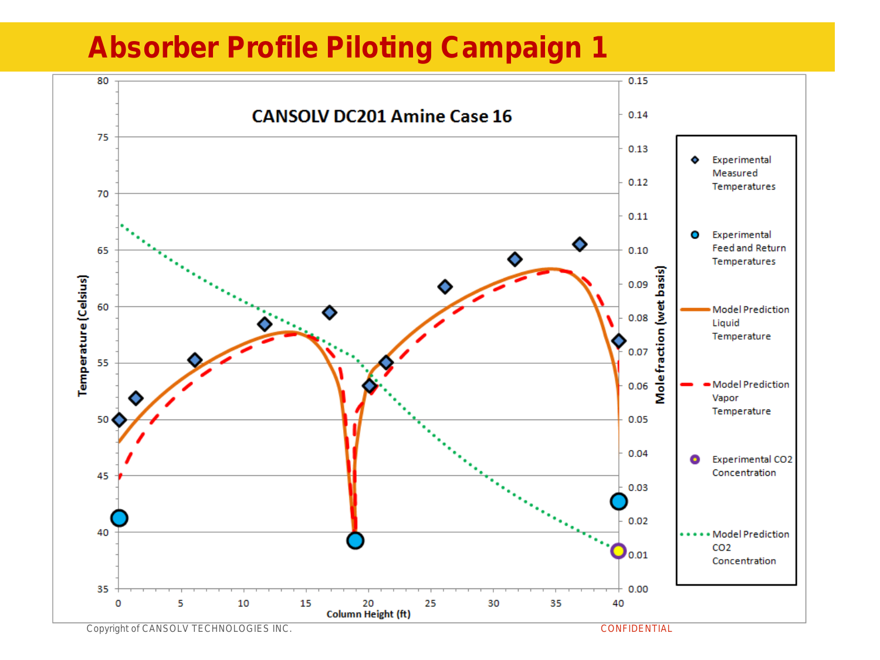# Absorber Profile Piloting Campaign 1

**CANSOLV DC201 Amine Case 16**

Temperature (Celsius): 35, 40, 45, 50, 55, 60, 65, 70, 75, 80

Mole fraction (wet basis): 0.00, 0.01, 0.02, 0.03, 0.04, 0.05, 0.06, 0.07, 0.08, 0.09, 0.10, 0.11, 0.12, 0.13, 0.14, 0.15

Column Height (ft): 0, 5, 10, 15, 20, 25, 30, 35, 40

- Experimental Measured Temperatures
- Experimental Feed and Return Temperatures
- Model Prediction Liquid Temperature
- Model Prediction Vapor Temperature
- Experimental CO2 Concentration
- Model Prediction CO2 Concentration

Copyright of CANSOLV TECHNOLOGIES INC.

CONFIDENTIAL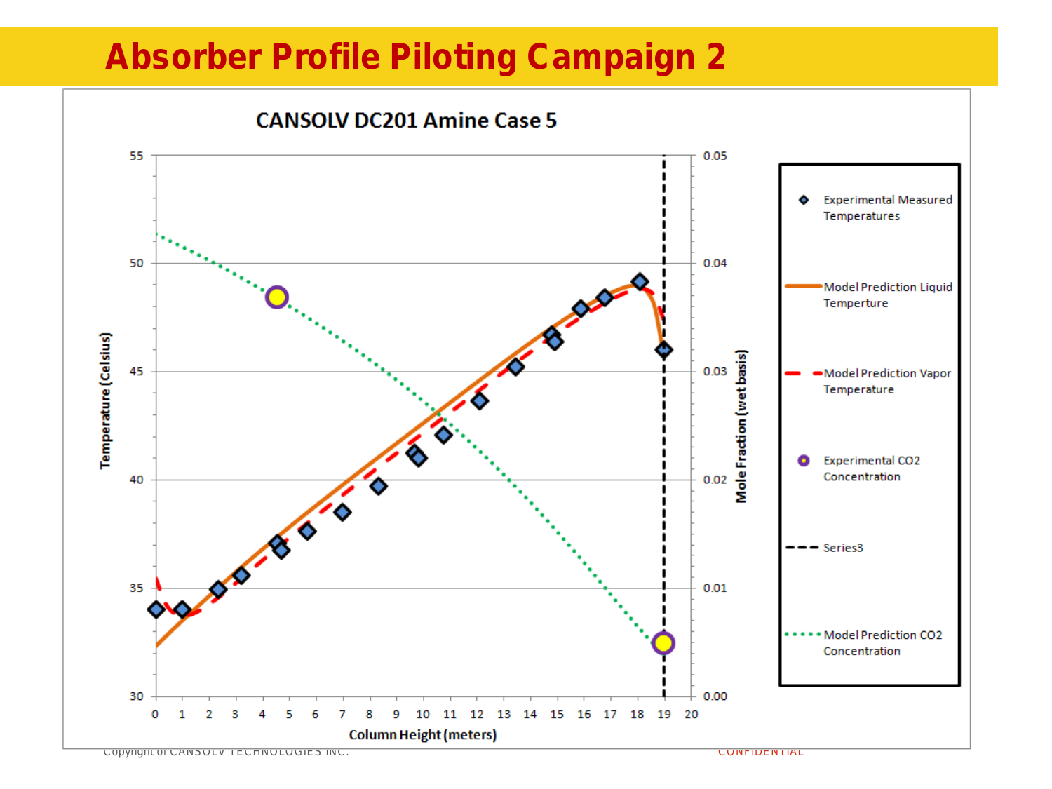# Absorber Profile Piloting Campaign 2

CANSOLV DC201 Amine Case 5

| | |
|---|---|
| Temperature (Celsius) | 30 – 55 |
| Mole Fraction (wet basis) | 0.00 – 0.05 |
| Column Height (meters) | 0 – 20 |

Legend:

- Experimental Measured Temperatures
- Model Prediction Liquid Temperture
- Model Prediction Vapor Temperature
- Experimental CO2 Concentration
- Series3
- Model Prediction CO2 Concentration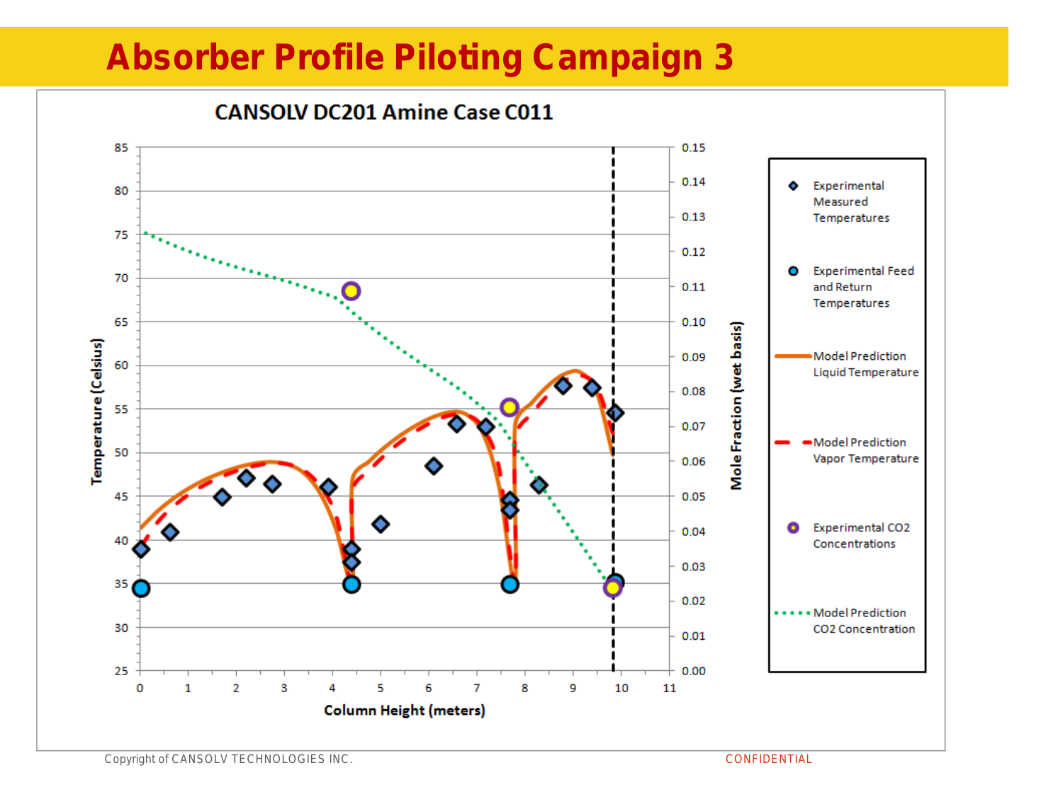# Absorber Profile Piloting Campaign 3

**CANSOLV DC201 Amine Case C011**

Temperature (Celsius): 25, 30, 35, 40, 45, 50, 55, 60, 65, 70, 75, 80, 85

Mole Fraction (wet basis): 0.00, 0.01, 0.02, 0.03, 0.04, 0.05, 0.06, 0.07, 0.08, 0.09, 0.10, 0.11, 0.12, 0.13, 0.14, 0.15

Column Height (meters): 0, 1, 2, 3, 4, 5, 6, 7, 8, 9, 10, 11

- Experimental Measured Temperatures
- Experimental Feed and Return Temperatures
- Model Prediction Liquid Temperature
- Model Prediction Vapor Temperature
- Experimental CO2 Concentrations
- Model Prediction CO2 Concentration

Copyright of CANSOLV TECHNOLOGIES INC.

CONFIDENTIAL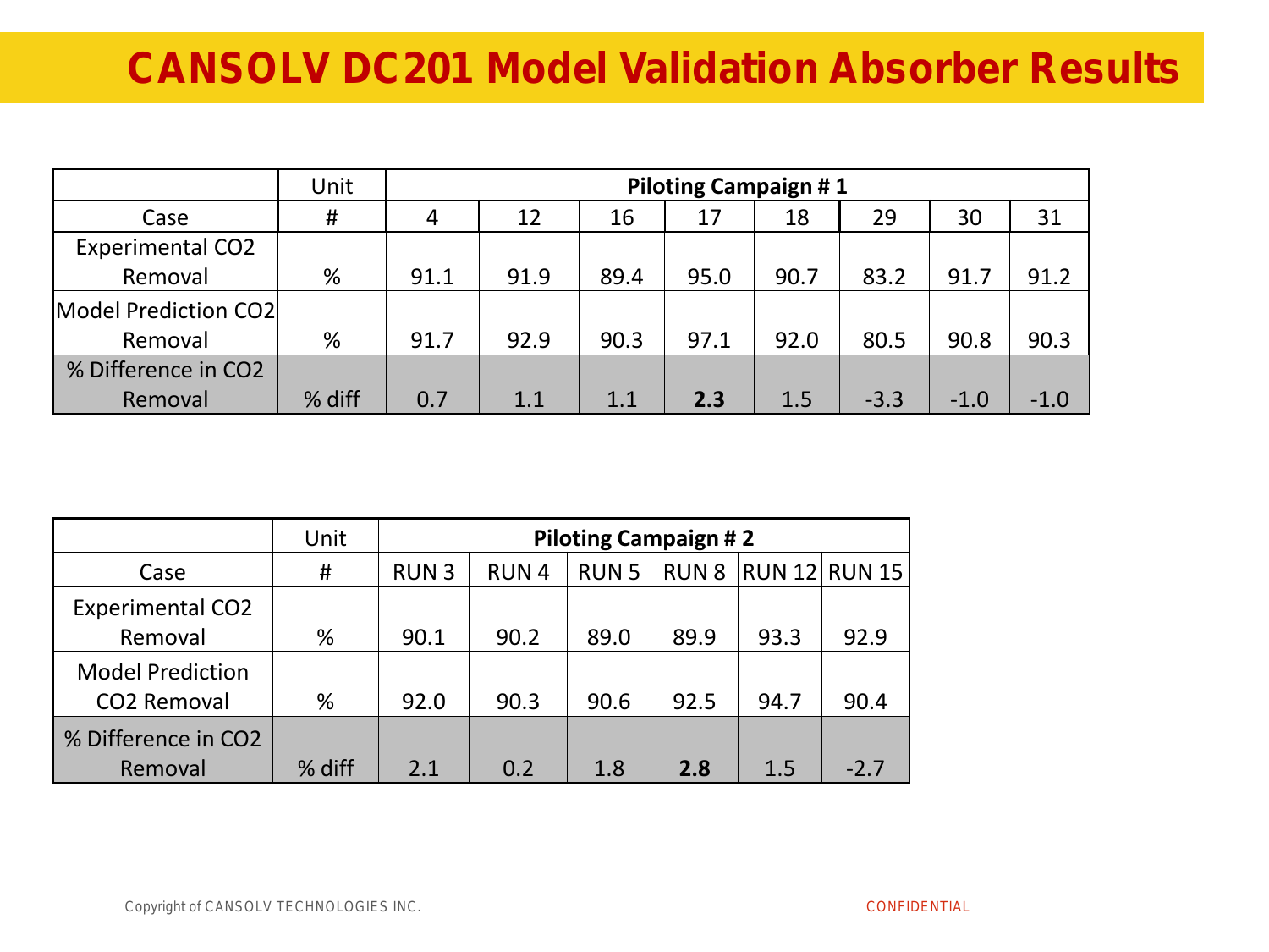# CANSOLV DC201 Model Validation Absorber Results

| | Unit | Piloting Campaign # 1 | | | | | | | |
|---|---|---|---|---|---|---|---|---|---|
| Case | # | 4 | 12 | 16 | 17 | 18 | 29 | 30 | 31 |
| Experimental $CO_2$ Removal | % | 91.1 | 91.9 | 89.4 | 95.0 | 90.7 | 83.2 | 91.7 | 91.2 |
| Model Prediction $CO_2$ Removal | % | 91.7 | 92.9 | 90.3 | 97.1 | 92.0 | 80.5 | 90.8 | 90.3 |
| % Difference in $CO_2$ Removal | % diff | 0.7 | 1.1 | 1.1 | **2.3** | 1.5 | -3.3 | -1.0 | -1.0 |

| | Unit | Piloting Campaign # 2 | | | | | |
|---|---|---|---|---|---|---|---|
| Case | # | RUN 3 | RUN 4 | RUN 5 | RUN 8 | RUN 12 | RUN 15 |
| Experimental $CO_2$ Removal | % | 90.1 | 90.2 | 89.0 | 89.9 | 93.3 | 92.9 |
| Model Prediction $CO_2$ Removal | % | 92.0 | 90.3 | 90.6 | 92.5 | 94.7 | 90.4 |
| % Difference in $CO_2$ Removal | % diff | 2.1 | 0.2 | 1.8 | **2.8** | 1.5 | -2.7 |

Copyright of CANSOLV TECHNOLOGIES INC.

CONFIDENTIAL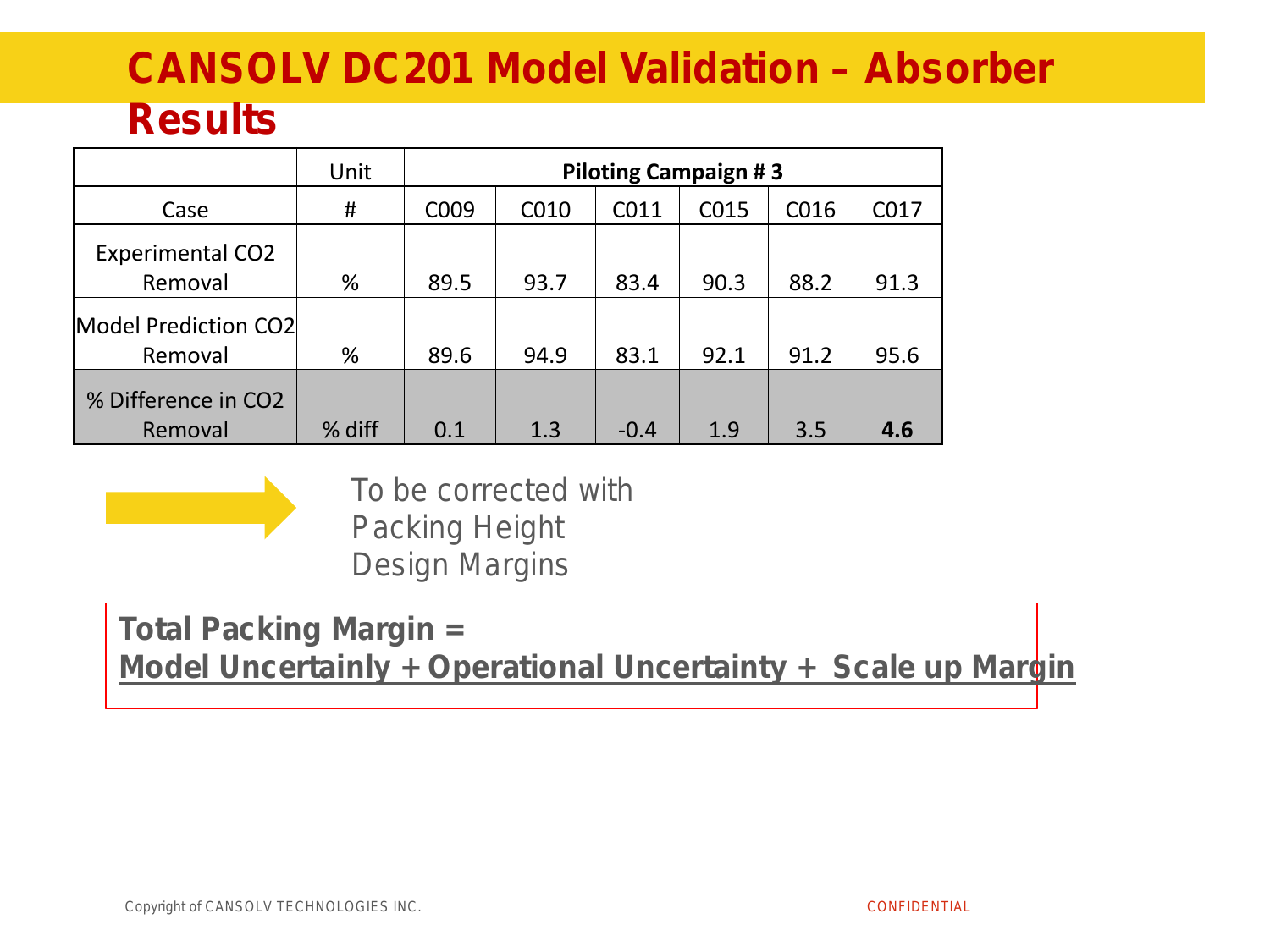# CANSOLV DC201 Model Validation – Absorber Results

| | Unit | Piloting Campaign # 3 | | | | | |
|---|---|---|---|---|---|---|---|
| Case | # | C009 | C010 | C011 | C015 | C016 | C017 |
| Experimental $CO_2$ Removal | % | 89.5 | 93.7 | 83.4 | 90.3 | 88.2 | 91.3 |
| Model Prediction $CO_2$ Removal | % | 89.6 | 94.9 | 83.1 | 92.1 | 91.2 | 95.6 |
| % Difference in $CO_2$ Removal | % diff | 0.1 | 1.3 | -0.4 | 1.9 | 3.5 | **4.6** |

To be corrected with Packing Height Design Margins

**Total Packing Margin =**
**Model Uncertainly + Operational Uncertainty + Scale up Margin**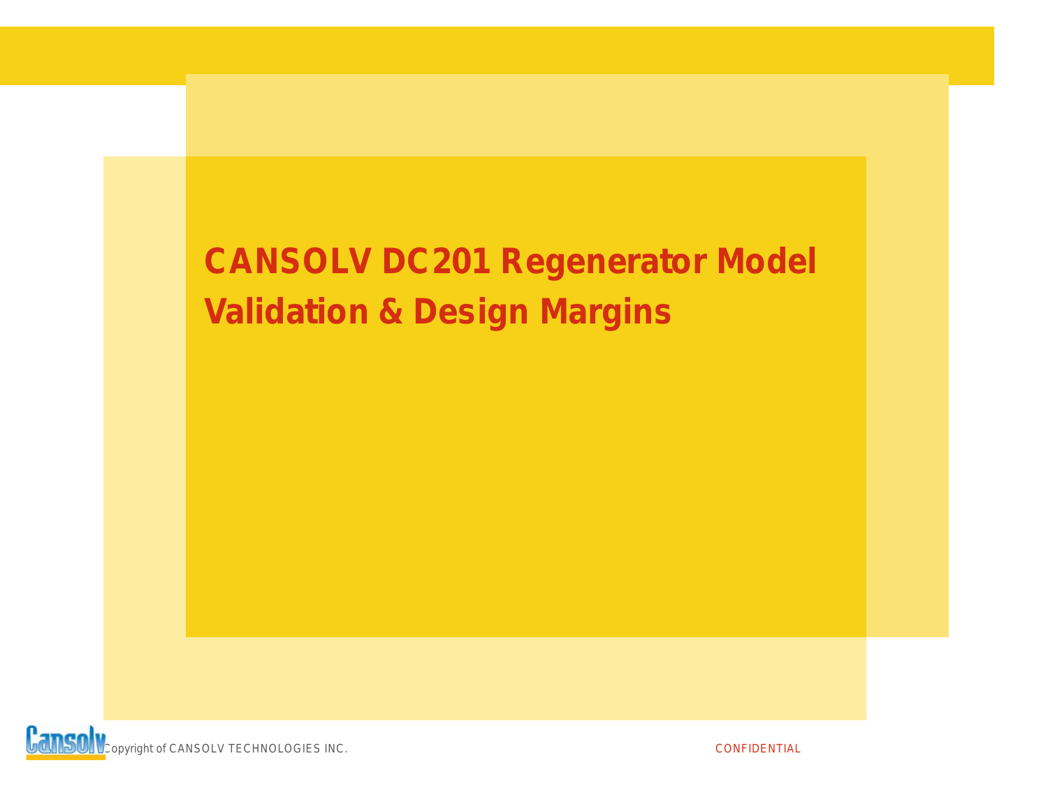# CANSOLV DC201 Regenerator Model Validation & Design Margins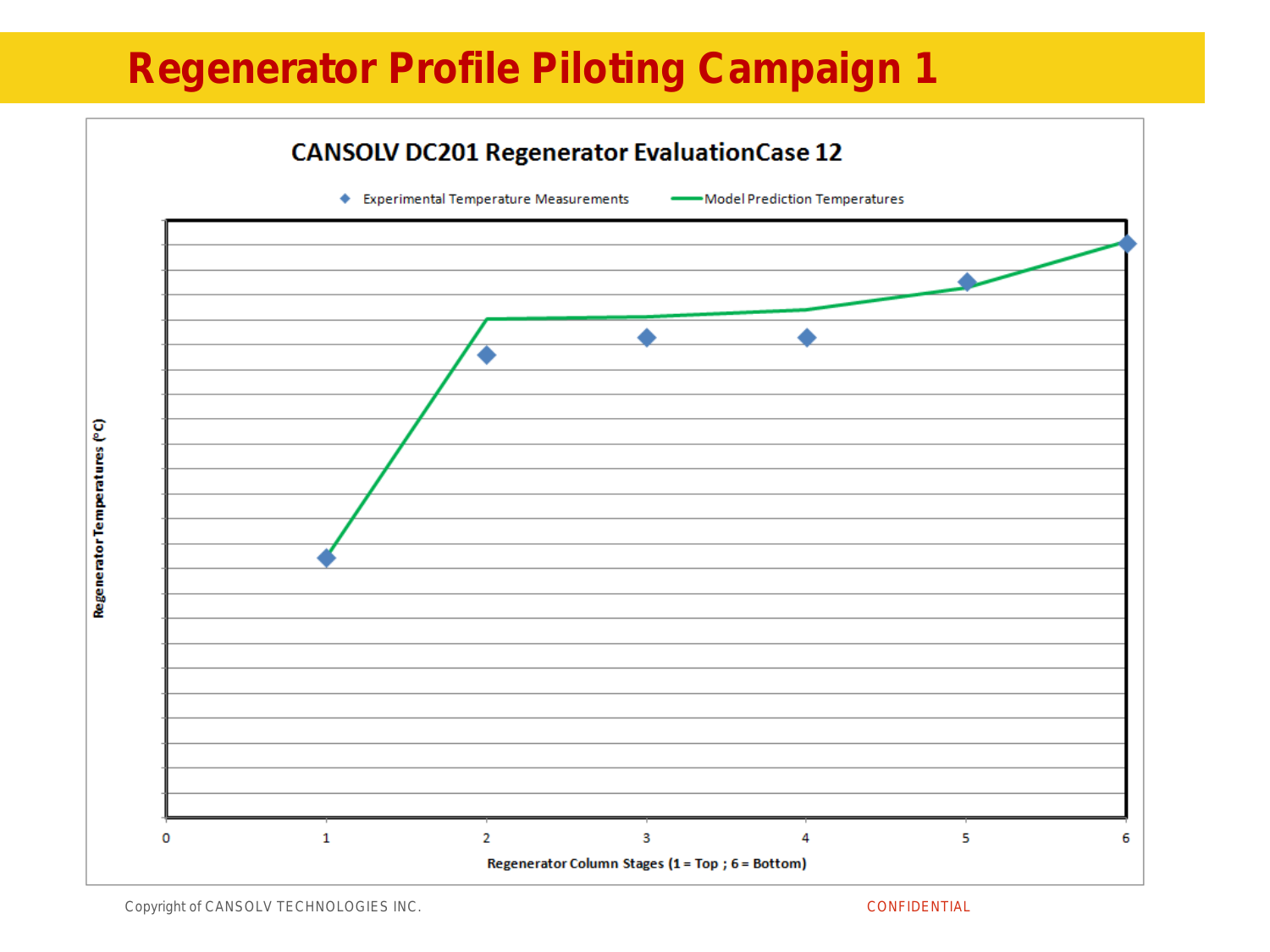# Regenerator Profile Piloting Campaign 1

**CANSOLV DC201 Regenerator EvaluationCase 12**

◆ Experimental Temperature Measurements — Model Prediction Temperatures

Regenerator Temperatures (°C)

0 1 2 3 4 5 6

Regenerator Column Stages (1 = Top ; 6 = Bottom)

Copyright of CANSOLV TECHNOLOGIES INC.

CONFIDENTIAL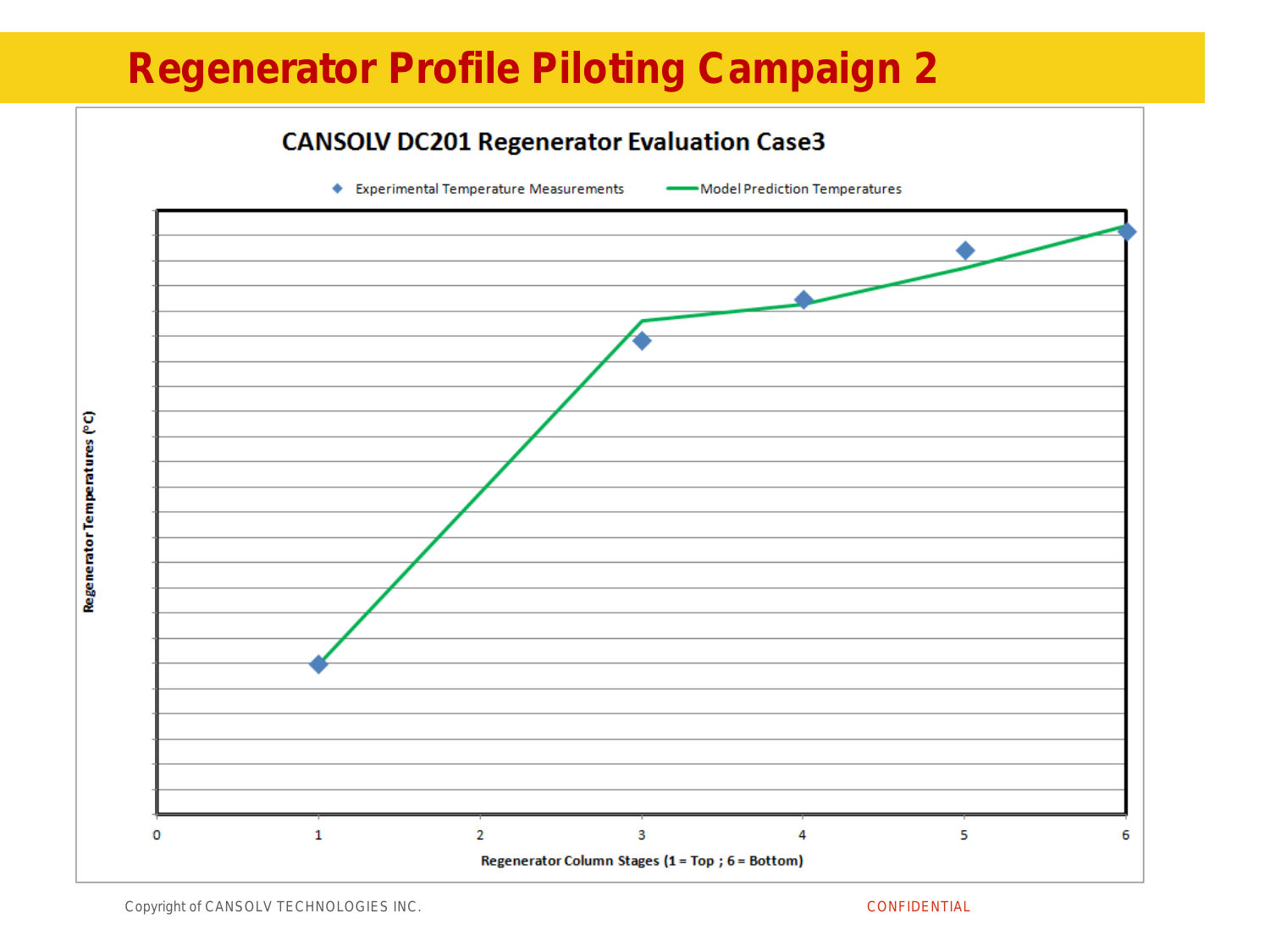# Regenerator Profile Piloting Campaign 2

CANSOLV DC201 Regenerator Evaluation Case3

Experimental Temperature Measurements — Model Prediction Temperatures

Regenerator Temperatures (°C)

0 1 2 3 4 5 6

Regenerator Column Stages (1 = Top ; 6 = Bottom)

Copyright of CANSOLV TECHNOLOGIES INC.

CONFIDENTIAL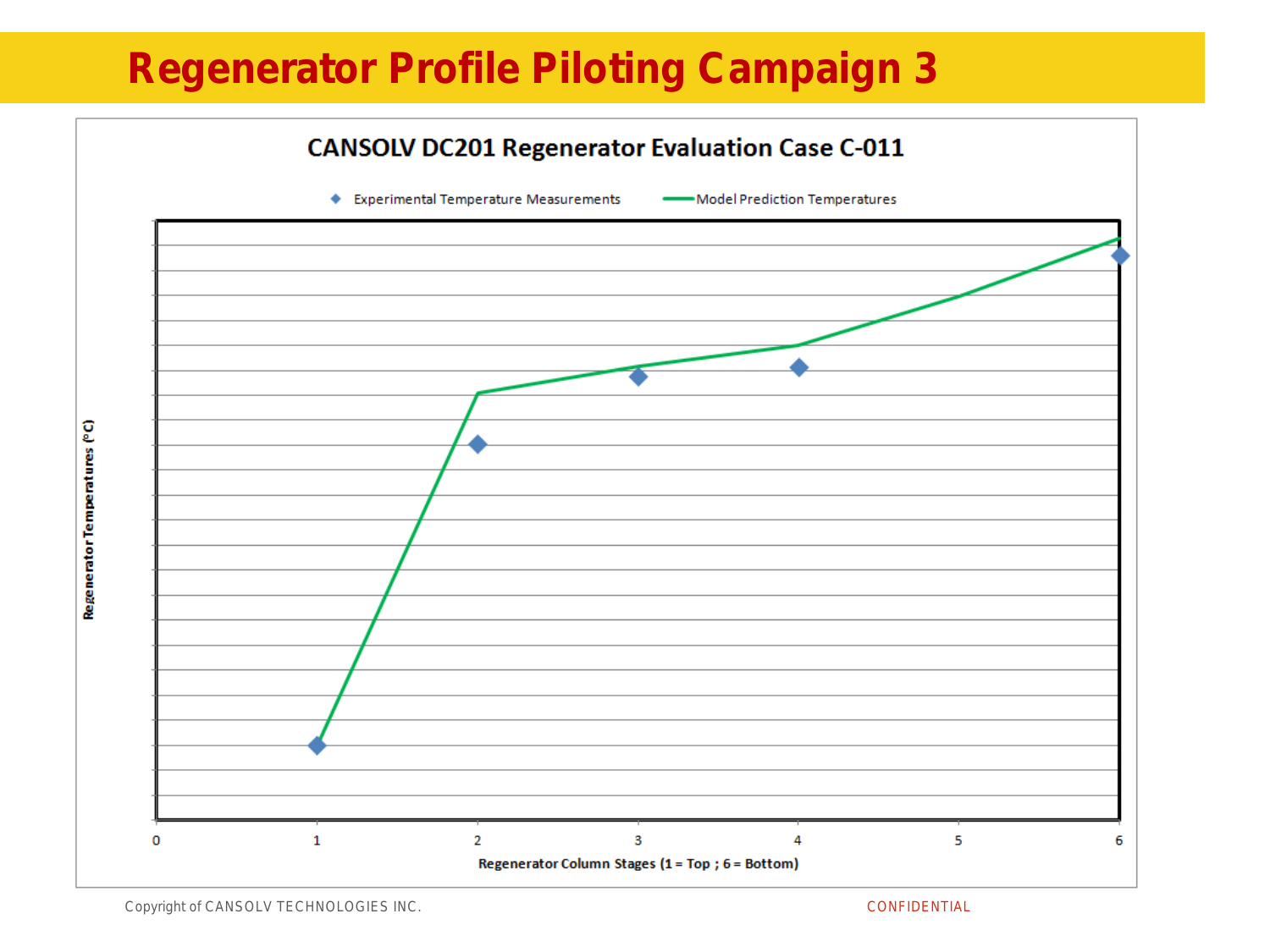# Regenerator Profile Piloting Campaign 3

**CANSOLV DC201 Regenerator Evaluation Case C-011**

◆ Experimental Temperature Measurements — Model Prediction Temperatures

Regenerator Temperatures (°C)

0 1 2 3 4 5 6

Regenerator Column Stages (1 = Top ; 6 = Bottom)

Copyright of CANSOLV TECHNOLOGIES INC.

CONFIDENTIAL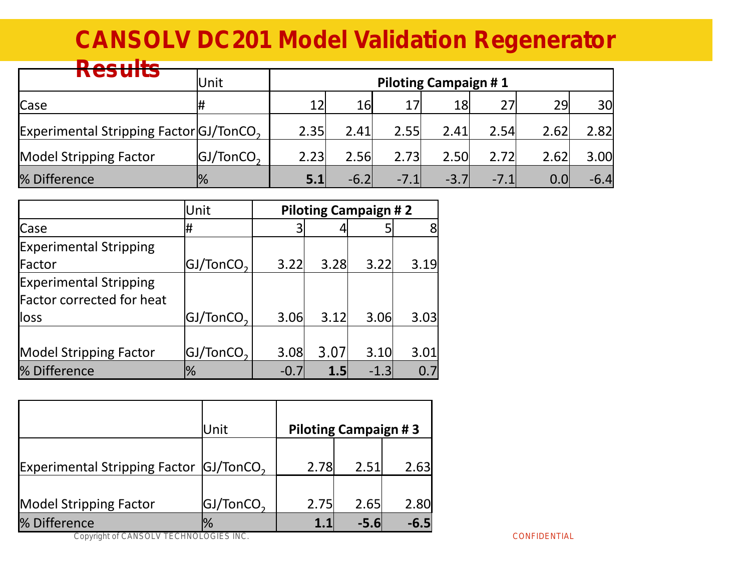# CANSOLV DC201 Model Validation Regenerator Results

| | Unit | Piloting Campaign # 1 | | | | | | |
|---|---|---|---|---|---|---|---|---|
| Case | # | 12 | 16 | 17 | 18 | 27 | 29 | 30 |
| Experimental Stripping Factor | GJ/Ton$CO_2$ | 2.35 | 2.41 | 2.55 | 2.41 | 2.54 | 2.62 | 2.82 |
| Model Stripping Factor | GJ/Ton$CO_2$ | 2.23 | 2.56 | 2.73 | 2.50 | 2.72 | 2.62 | 3.00 |
| % Difference | % | **5.1** | -6.2 | -7.1 | -3.7 | -7.1 | 0.0 | -6.4 |

| | Unit | Piloting Campaign # 2 | | | |
|---|---|---|---|---|---|
| Case | # | 3 | 4 | 5 | 8 |
| Experimental Stripping Factor | GJ/Ton$CO_2$ | 3.22 | 3.28 | 3.22 | 3.19 |
| Experimental Stripping Factor corrected for heat loss | GJ/Ton$CO_2$ | 3.06 | 3.12 | 3.06 | 3.03 |
| Model Stripping Factor | GJ/Ton$CO_2$ | 3.08 | 3.07 | 3.10 | 3.01 |
| % Difference | % | -0.7 | **1.5** | -1.3 | 0.7 |

| | Unit | Piloting Campaign # 3 | | |
|---|---|---|---|---|
| Experimental Stripping Factor | GJ/Ton$CO_2$ | 2.78 | 2.51 | 2.63 |
| Model Stripping Factor | GJ/Ton$CO_2$ | 2.75 | 2.65 | 2.80 |
| % Difference | % | **1.1** | **-5.6** | **-6.5** |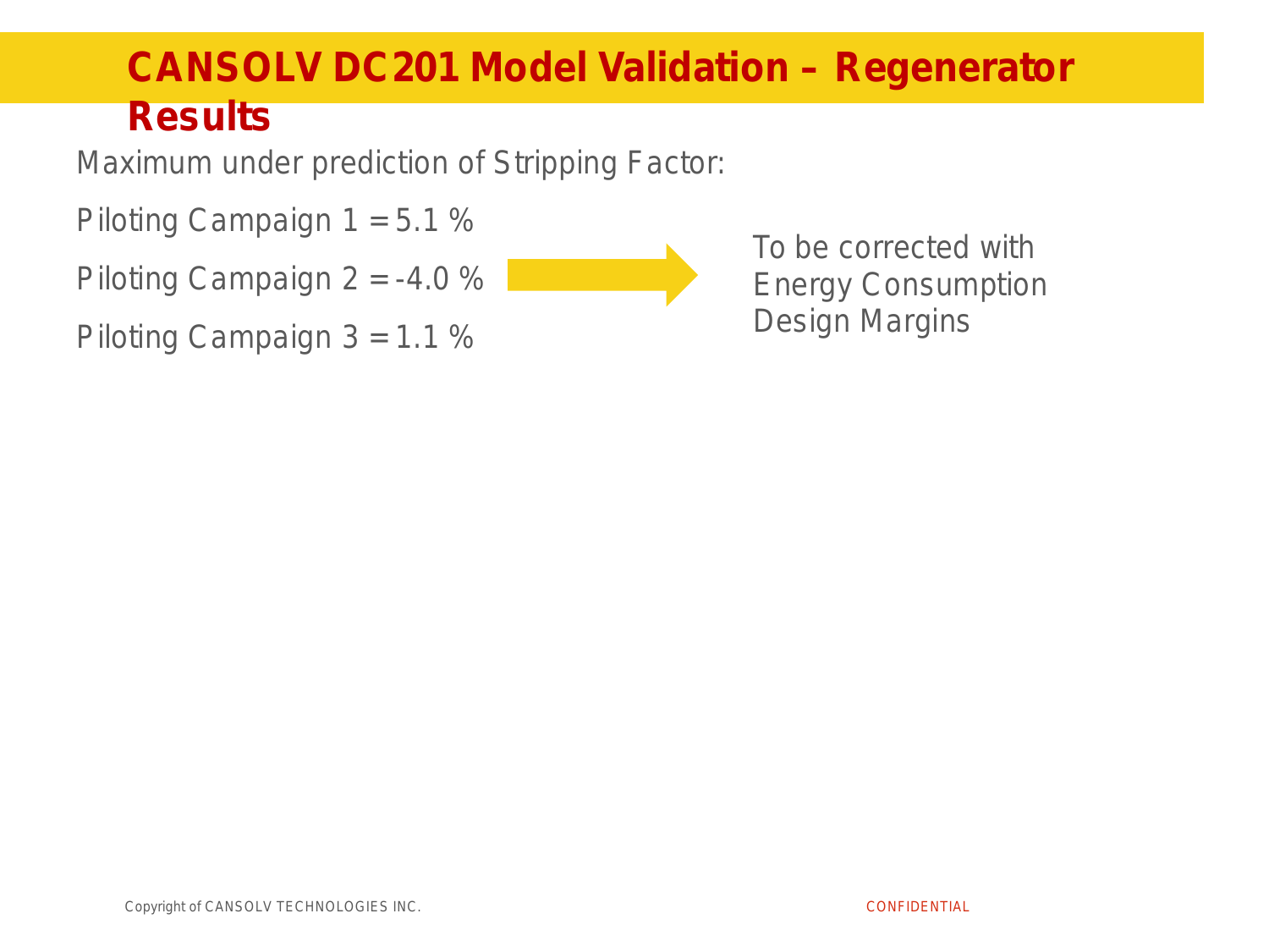# CANSOLV DC201 Model Validation – Regenerator Results

Maximum under prediction of Stripping Factor:

Piloting Campaign 1 = 5.1 %

Piloting Campaign 2 = -4.0 %

Piloting Campaign 3 = 1.1 %

→ To be corrected with Energy Consumption Design Margins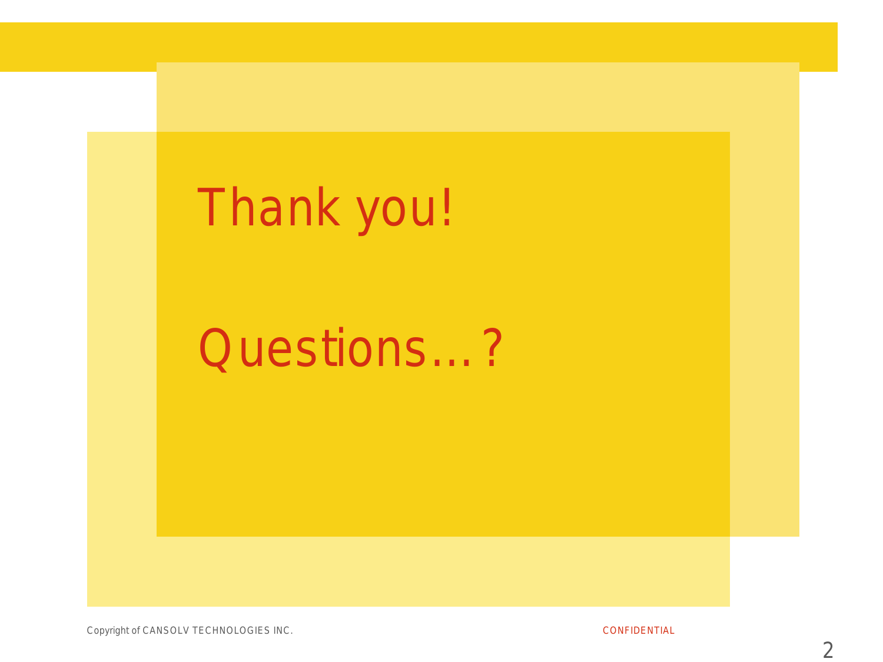# Thank you!

# Questions…?

Copyright of CANSOLV TECHNOLOGIES INC.

CONFIDENTIAL